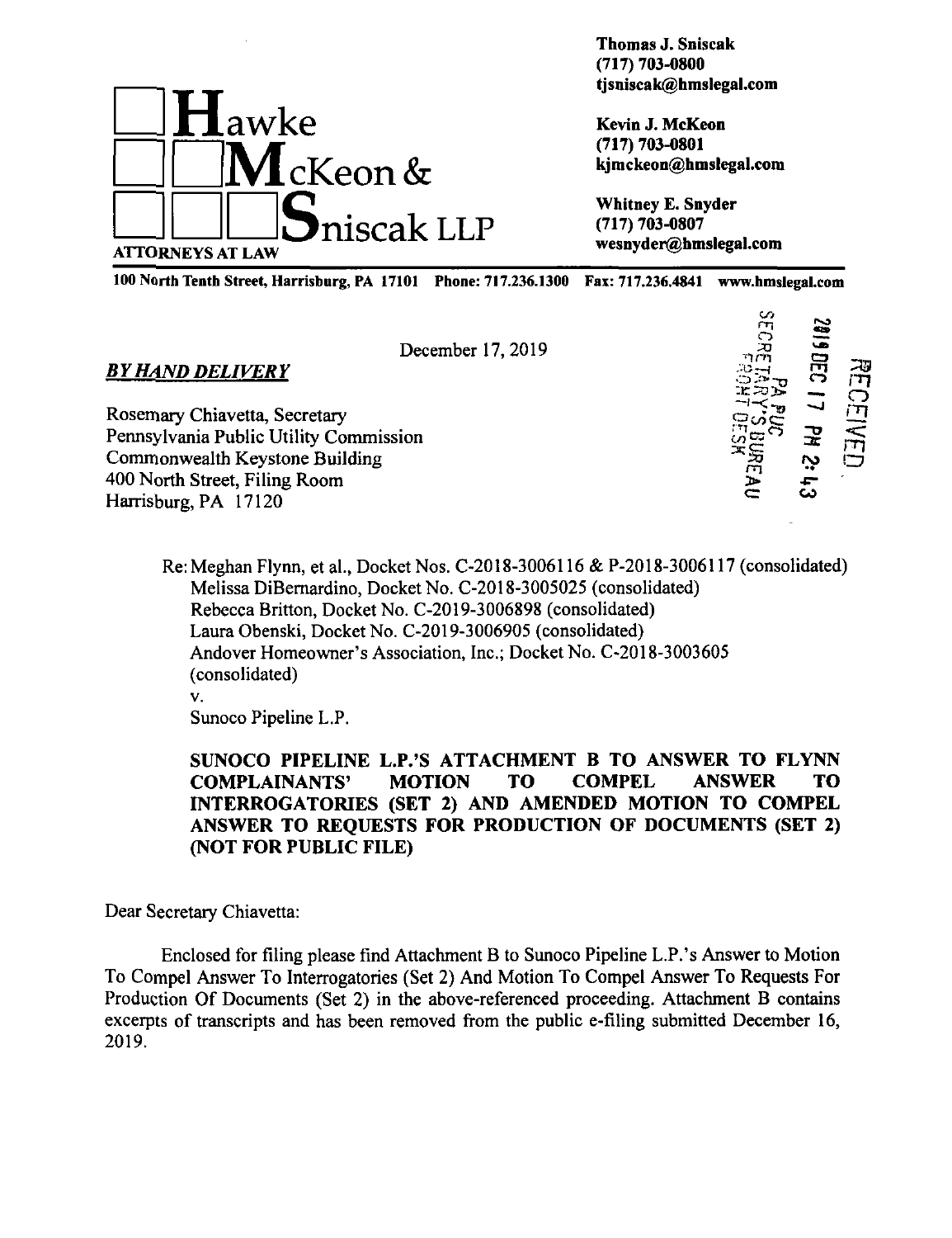**Hawke McKeon & Sniscak LLP**
ATTORNEYS AT LAW

**Thomas J. Sniscak**
**(717) 703-0800**
**tjsniscak@hmslegal.com**

**Kevin J. McKeon**
**(717) 703-0801**
**kjmckeon@hmslegal.com**

**Whitney E. Snyder**
**(717) 703-0807**
**wesnyder@hmslegal.com**

**100 North Tenth Street, Harrisburg, PA 17101 Phone: 717.236.1300 Fax: 717.236.4841 www.hmslegal.com**

RECEIVED
2019 DEC 17 PM 2:43
PA PUC
SECRETARY'S BUREAU
FRONT DESK

December 17, 2019

***BY HAND DELIVERY***

Rosemary Chiavetta, Secretary
Pennsylvania Public Utility Commission
Commonwealth Keystone Building
400 North Street, Filing Room
Harrisburg, PA 17120

Re: Meghan Flynn, et al., Docket Nos. C-2018-3006116 & P-2018-3006117 (consolidated)
Melissa DiBernardino, Docket No. C-2018-3005025 (consolidated)
Rebecca Britton, Docket No. C-2019-3006898 (consolidated)
Laura Obenski, Docket No. C-2019-3006905 (consolidated)
Andover Homeowner's Association, Inc.; Docket No. C-2018-3003605 (consolidated)
v.
Sunoco Pipeline L.P.

**SUNOCO PIPELINE L.P.'S ATTACHMENT B TO ANSWER TO FLYNN COMPLAINANTS' MOTION TO COMPEL ANSWER TO INTERROGATORIES (SET 2) AND AMENDED MOTION TO COMPEL ANSWER TO REQUESTS FOR PRODUCTION OF DOCUMENTS (SET 2) (NOT FOR PUBLIC FILE)**

Dear Secretary Chiavetta:

Enclosed for filing please find Attachment B to Sunoco Pipeline L.P.'s Answer to Motion To Compel Answer To Interrogatories (Set 2) And Motion To Compel Answer To Requests For Production Of Documents (Set 2) in the above-referenced proceeding. Attachment B contains excerpts of transcripts and has been removed from the public e-filing submitted December 16, 2019.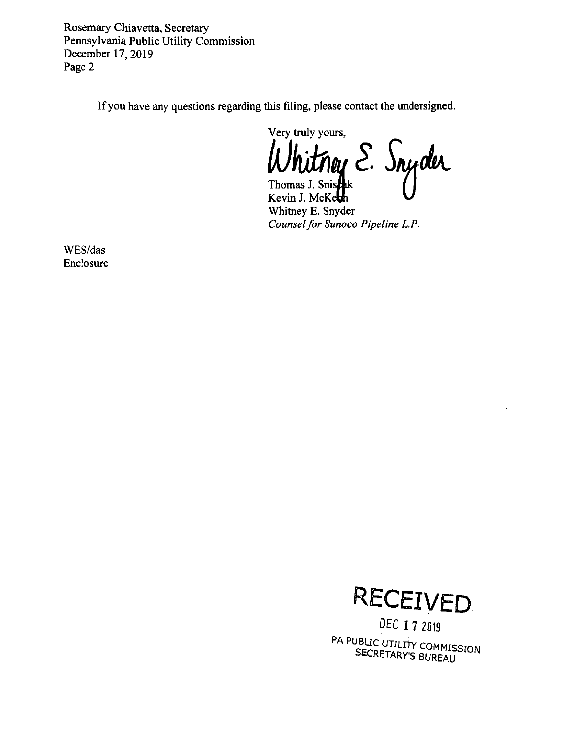Rosemary Chiavetta, Secretary
Pennsylvania Public Utility Commission
December 17, 2019

If you have any questions regarding this filing, please contact the undersigned.

Very truly yours,

Whitney E. Snyder

Thomas J. Sniscak
Kevin J. McKeon
Whitney E. Snyder
*Counsel for Sunoco Pipeline L.P.*

WES/das
Enclosure

RECEIVED
DEC 17 2019
PA PUBLIC UTILITY COMMISSION
SECRETARY'S BUREAU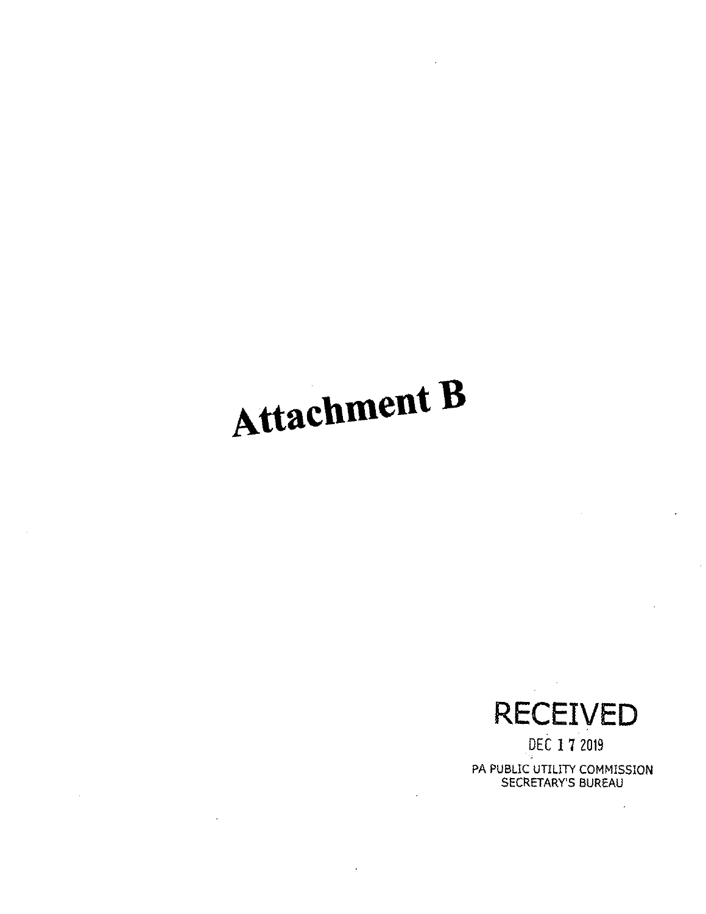# Attachment B

RECEIVED

DEC 17 2019

PA PUBLIC UTILITY COMMISSION
SECRETARY'S BUREAU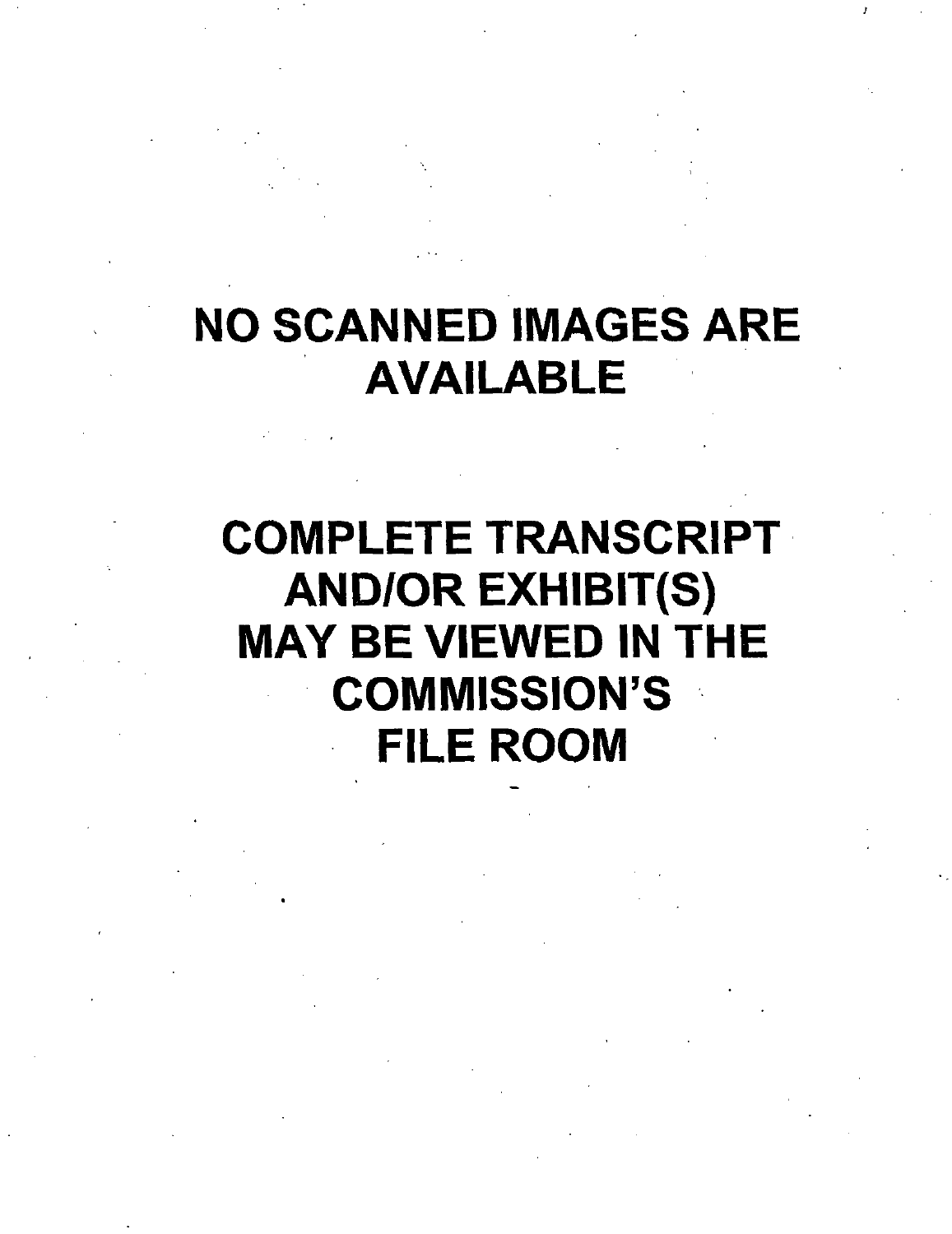# NO SCANNED IMAGES ARE AVAILABLE

# COMPLETE TRANSCRIPT AND/OR EXHIBIT(S) MAY BE VIEWED IN THE COMMISSION'S FILE ROOM